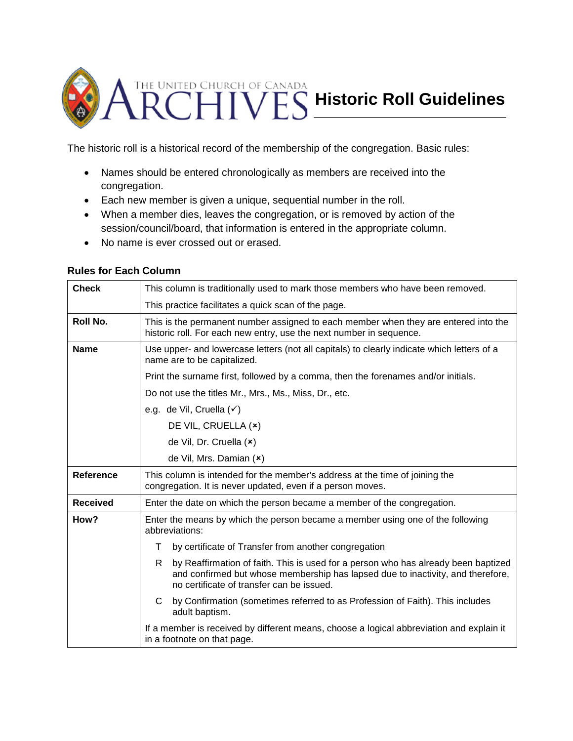# The United Church of Canada Archives — Historic Roll Guidelines

The historic roll is a historical record of the membership of the congregation. Basic rules:

- Names should be entered chronologically as members are received into the congregation.
- Each new member is given a unique, sequential number in the roll.
- When a member dies, leaves the congregation, or is removed by action of the session/council/board, that information is entered in the appropriate column.
- No name is ever crossed out or erased.

## Rules for Each Column

| | |
|---|---|
| **Check** | This column is traditionally used to mark those members who have been removed.<br><br>This practice facilitates a quick scan of the page. |
| **Roll No.** | This is the permanent number assigned to each member when they are entered into the historic roll. For each new entry, use the next number in sequence. |
| **Name** | Use upper- and lowercase letters (not all capitals) to clearly indicate which letters of a name are to be capitalized.<br><br>Print the surname first, followed by a comma, then the forenames and/or initials.<br><br>Do not use the titles Mr., Mrs., Ms., Miss, Dr., etc.<br><br>e.g. de Vil, Cruella (✓)<br>DE VIL, CRUELLA (✗)<br>de Vil, Dr. Cruella (✗)<br>de Vil, Mrs. Damian (✗) |
| **Reference** | This column is intended for the member's address at the time of joining the congregation. It is never updated, even if a person moves. |
| **Received** | Enter the date on which the person became a member of the congregation. |
| **How?** | Enter the means by which the person became a member using one of the following abbreviations:<br><br>T by certificate of Transfer from another congregation<br><br>R by Reaffirmation of faith. This is used for a person who has already been baptized and confirmed but whose membership has lapsed due to inactivity, and therefore, no certificate of transfer can be issued.<br><br>C by Confirmation (sometimes referred to as Profession of Faith). This includes adult baptism.<br><br>If a member is received by different means, choose a logical abbreviation and explain it in a footnote on that page. |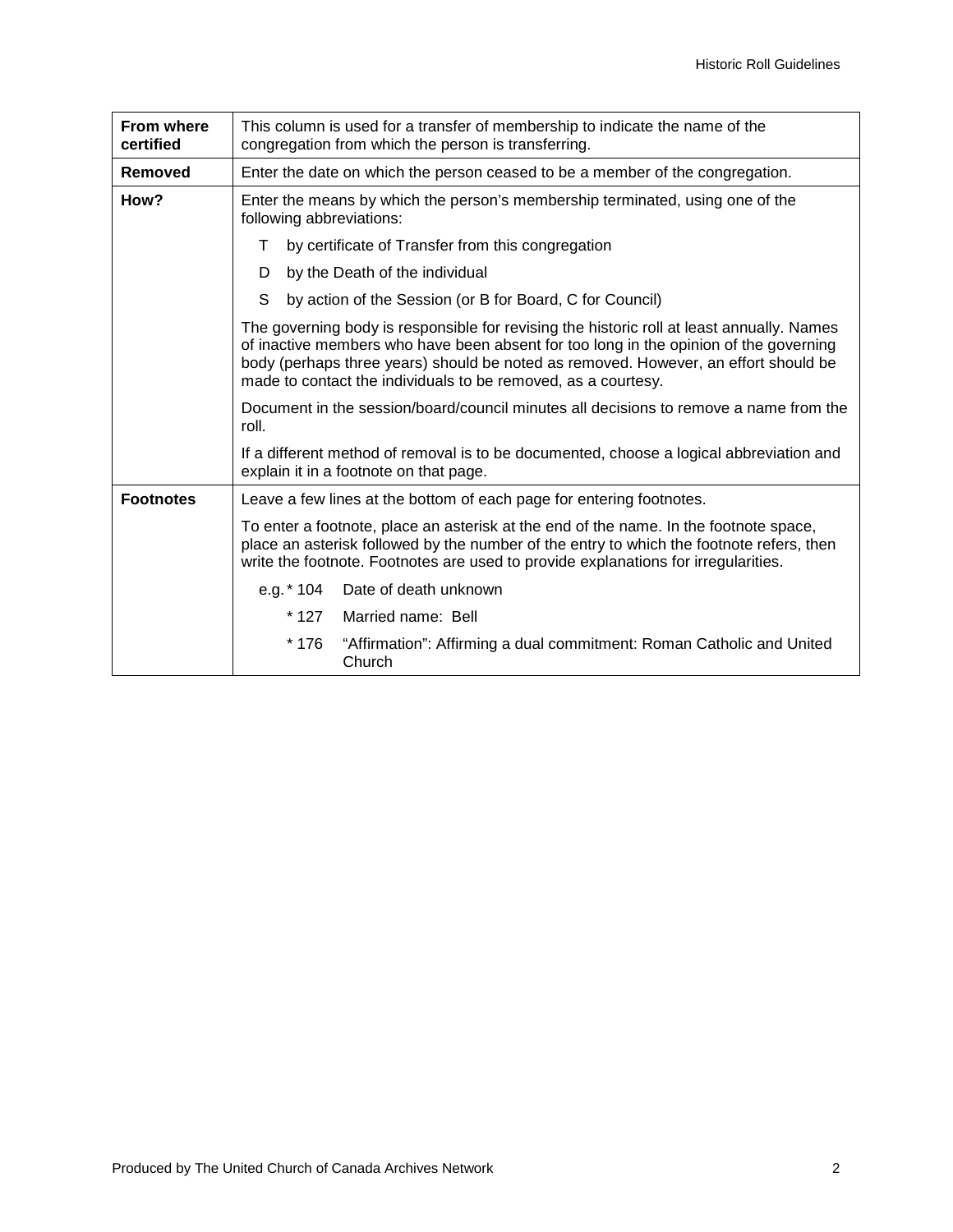| | |
|---|---|
| **From where certified** | This column is used for a transfer of membership to indicate the name of the congregation from which the person is transferring. |
| **Removed** | Enter the date on which the person ceased to be a member of the congregation. |
| **How?** | Enter the means by which the person's membership terminated, using one of the following abbreviations:<br><br>T by certificate of Transfer from this congregation<br>D by the Death of the individual<br>S by action of the Session (or B for Board, C for Council)<br><br>The governing body is responsible for revising the historic roll at least annually. Names of inactive members who have been absent for too long in the opinion of the governing body (perhaps three years) should be noted as removed. However, an effort should be made to contact the individuals to be removed, as a courtesy.<br><br>Document in the session/board/council minutes all decisions to remove a name from the roll.<br><br>If a different method of removal is to be documented, choose a logical abbreviation and explain it in a footnote on that page. |
| **Footnotes** | Leave a few lines at the bottom of each page for entering footnotes.<br><br>To enter a footnote, place an asterisk at the end of the name. In the footnote space, place an asterisk followed by the number of the entry to which the footnote refers, then write the footnote. Footnotes are used to provide explanations for irregularities.<br><br>e.g. * 104 Date of death unknown<br>* 127 Married name: Bell<br>* 176 "Affirmation": Affirming a dual commitment: Roman Catholic and United Church |